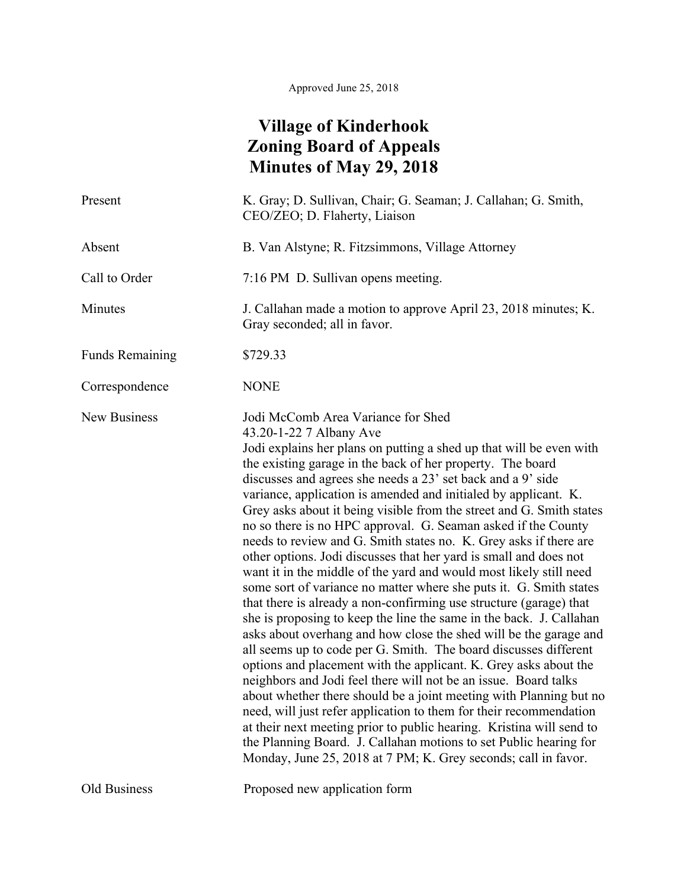Approved June 25, 2018

# Village of Kinderhook
# Zoning Board of Appeals
# Minutes of May 29, 2018

| | |
|---|---|
| Present | K. Gray; D. Sullivan, Chair; G. Seaman; J. Callahan; G. Smith, CEO/ZEO; D. Flaherty, Liaison |
| Absent | B. Van Alstyne; R. Fitzsimmons, Village Attorney |
| Call to Order | 7:16 PM D. Sullivan opens meeting. |
| Minutes | J. Callahan made a motion to approve April 23, 2018 minutes; K. Gray seconded; all in favor. |
| Funds Remaining | $729.33 |
| Correspondence | NONE |
| New Business | Jodi McComb Area Variance for Shed<br>43.20-1-22 7 Albany Ave<br>Jodi explains her plans on putting a shed up that will be even with the existing garage in the back of her property. The board discusses and agrees she needs a 23' set back and a 9' side variance, application is amended and initialed by applicant. K. Grey asks about it being visible from the street and G. Smith states no so there is no HPC approval. G. Seaman asked if the County needs to review and G. Smith states no. K. Grey asks if there are other options. Jodi discusses that her yard is small and does not want it in the middle of the yard and would most likely still need some sort of variance no matter where she puts it. G. Smith states that there is already a non-confirming use structure (garage) that she is proposing to keep the line the same in the back. J. Callahan asks about overhang and how close the shed will be the garage and all seems up to code per G. Smith. The board discusses different options and placement with the applicant. K. Grey asks about the neighbors and Jodi feel there will not be an issue. Board talks about whether there should be a joint meeting with Planning but no need, will just refer application to them for their recommendation at their next meeting prior to public hearing. Kristina will send to the Planning Board. J. Callahan motions to set Public hearing for Monday, June 25, 2018 at 7 PM; K. Grey seconds; call in favor. |
| Old Business | Proposed new application form |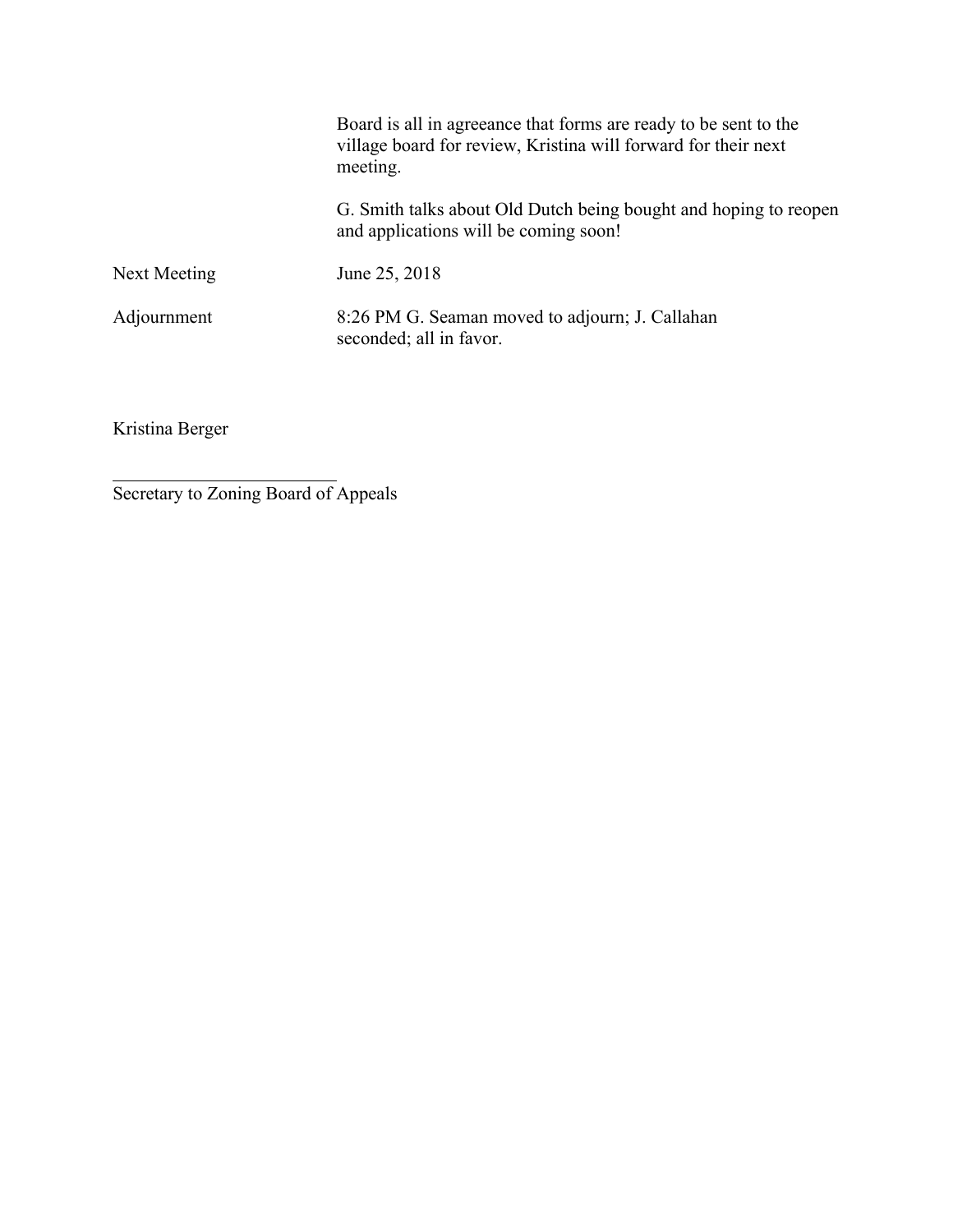Board is all in agreeance that forms are ready to be sent to the village board for review, Kristina will forward for their next meeting.

G. Smith talks about Old Dutch being bought and hoping to reopen and applications will be coming soon!

| | |
|---|---|
| Next Meeting | June 25, 2018 |
| Adjournment | 8:26 PM G. Seaman moved to adjourn; J. Callahan seconded; all in favor. |

Kristina Berger

\_\_\_\_\_\_\_\_\_\_\_\_\_\_\_\_\_\_\_\_\_\_\_\_\_

Secretary to Zoning Board of Appeals